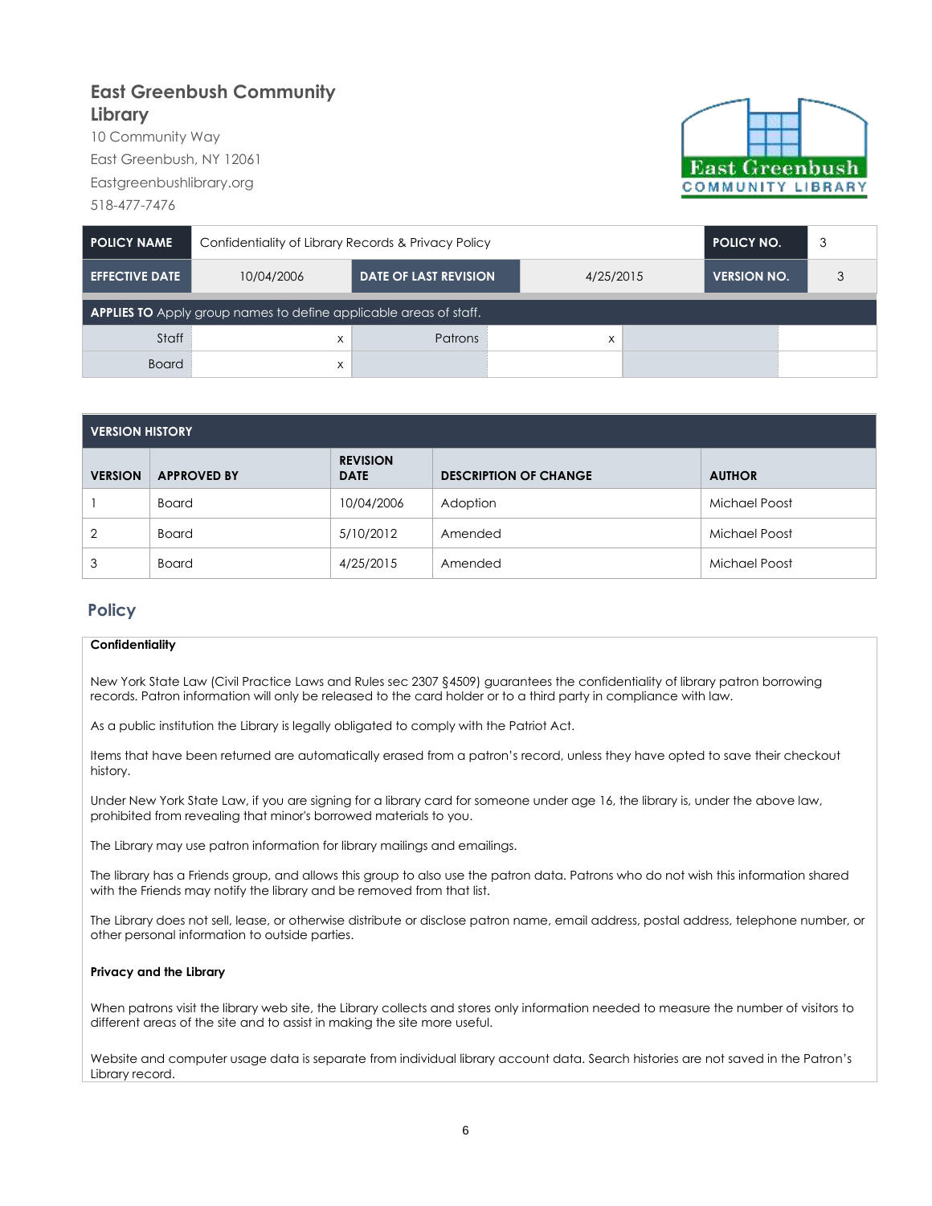# East Greenbush Community Library

10 Community Way
East Greenbush, NY 12061
Eastgreenbushlibrary.org
518-477-7476

| POLICY NAME | Confidentiality of Library Records & Privacy Policy | | | POLICY NO. | 3 |
|---|---|---|---|---|---|
| EFFECTIVE DATE | 10/04/2006 | DATE OF LAST REVISION | 4/25/2015 | VERSION NO. | 3 |

| APPLIES TO Apply group names to define applicable areas of staff. | | | | | |
|---|---|---|---|---|---|
| Staff | x | Patrons | x | | |
| Board | x | | | | |

| VERSION HISTORY | | | | |
|---|---|---|---|---|
| VERSION | APPROVED BY | REVISION DATE | DESCRIPTION OF CHANGE | AUTHOR |
| 1 | Board | 10/04/2006 | Adoption | Michael Poost |
| 2 | Board | 5/10/2012 | Amended | Michael Poost |
| 3 | Board | 4/25/2015 | Amended | Michael Poost |

## Policy

**Confidentiality**

New York State Law (Civil Practice Laws and Rules sec 2307 §4509) guarantees the confidentiality of library patron borrowing records. Patron information will only be released to the card holder or to a third party in compliance with law.

As a public institution the Library is legally obligated to comply with the Patriot Act.

Items that have been returned are automatically erased from a patron's record, unless they have opted to save their checkout history.

Under New York State Law, if you are signing for a library card for someone under age 16, the library is, under the above law, prohibited from revealing that minor's borrowed materials to you.

The Library may use patron information for library mailings and emailings.

The library has a Friends group, and allows this group to also use the patron data. Patrons who do not wish this information shared with the Friends may notify the library and be removed from that list.

The Library does not sell, lease, or otherwise distribute or disclose patron name, email address, postal address, telephone number, or other personal information to outside parties.

**Privacy and the Library**

When patrons visit the library web site, the Library collects and stores only information needed to measure the number of visitors to different areas of the site and to assist in making the site more useful.

Website and computer usage data is separate from individual library account data. Search histories are not saved in the Patron's Library record.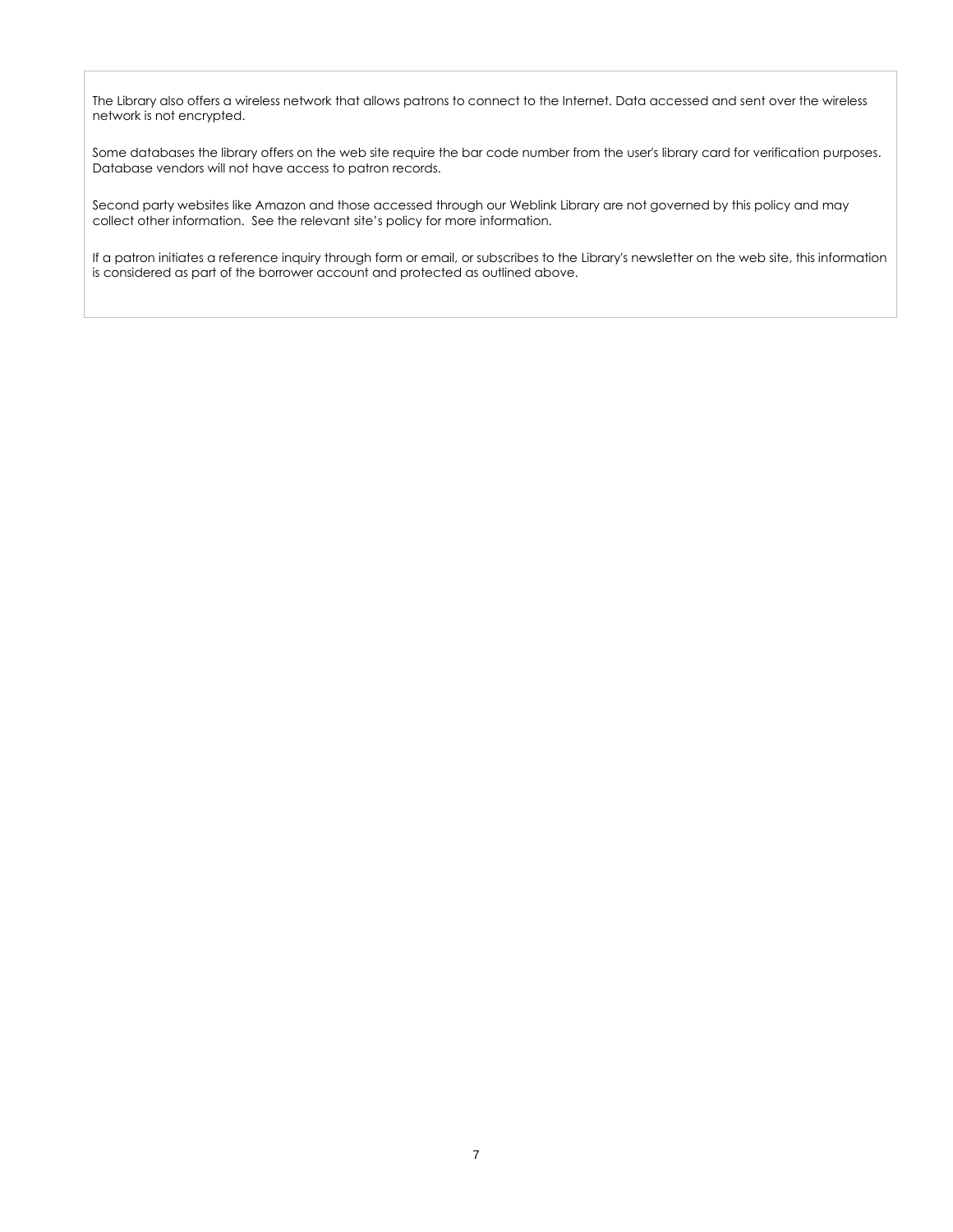The Library also offers a wireless network that allows patrons to connect to the Internet. Data accessed and sent over the wireless network is not encrypted.

Some databases the library offers on the web site require the bar code number from the user's library card for verification purposes. Database vendors will not have access to patron records.

Second party websites like Amazon and those accessed through our Weblink Library are not governed by this policy and may collect other information. See the relevant site's policy for more information.

If a patron initiates a reference inquiry through form or email, or subscribes to the Library's newsletter on the web site, this information is considered as part of the borrower account and protected as outlined above.